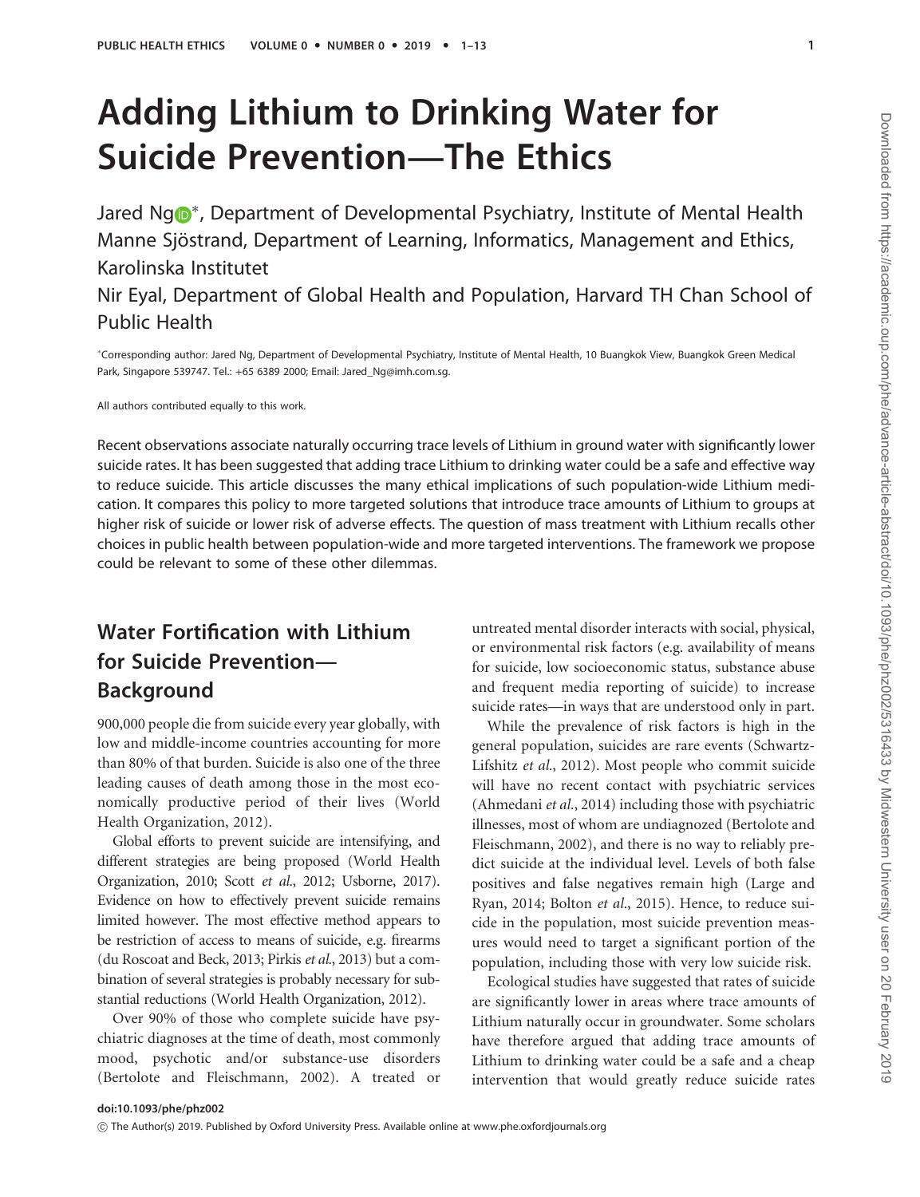# Adding Lithium to Drinking Water for Suicide Prevention—The Ethics

Jared Ng*, Department of Developmental Psychiatry, Institute of Mental Health
Manne Sjöstrand, Department of Learning, Informatics, Management and Ethics, Karolinska Institutet
Nir Eyal, Department of Global Health and Population, Harvard TH Chan School of Public Health

*Corresponding author: Jared Ng, Department of Developmental Psychiatry, Institute of Mental Health, 10 Buangkok View, Buangkok Green Medical Park, Singapore 539747. Tel.: +65 6389 2000; Email: Jared_Ng@imh.com.sg.

All authors contributed equally to this work.

Recent observations associate naturally occurring trace levels of Lithium in ground water with significantly lower suicide rates. It has been suggested that adding trace Lithium to drinking water could be a safe and effective way to reduce suicide. This article discusses the many ethical implications of such population-wide Lithium medication. It compares this policy to more targeted solutions that introduce trace amounts of Lithium to groups at higher risk of suicide or lower risk of adverse effects. The question of mass treatment with Lithium recalls other choices in public health between population-wide and more targeted interventions. The framework we propose could be relevant to some of these other dilemmas.

## Water Fortification with Lithium for Suicide Prevention—Background

900,000 people die from suicide every year globally, with low and middle-income countries accounting for more than 80% of that burden. Suicide is also one of the three leading causes of death among those in the most economically productive period of their lives (World Health Organization, 2012).

Global efforts to prevent suicide are intensifying, and different strategies are being proposed (World Health Organization, 2010; Scott *et al.*, 2012; Usborne, 2017). Evidence on how to effectively prevent suicide remains limited however. The most effective method appears to be restriction of access to means of suicide, e.g. firearms (du Roscoat and Beck, 2013; Pirkis *et al.*, 2013) but a combination of several strategies is probably necessary for substantial reductions (World Health Organization, 2012).

Over 90% of those who complete suicide have psychiatric diagnoses at the time of death, most commonly mood, psychotic and/or substance-use disorders (Bertolote and Fleischmann, 2002). A treated or untreated mental disorder interacts with social, physical, or environmental risk factors (e.g. availability of means for suicide, low socioeconomic status, substance abuse and frequent media reporting of suicide) to increase suicide rates—in ways that are understood only in part.

While the prevalence of risk factors is high in the general population, suicides are rare events (Schwartz-Lifshitz *et al.*, 2012). Most people who commit suicide will have no recent contact with psychiatric services (Ahmedani *et al.*, 2014) including those with psychiatric illnesses, most of whom are undiagnozed (Bertolote and Fleischmann, 2002), and there is no way to reliably predict suicide at the individual level. Levels of both false positives and false negatives remain high (Large and Ryan, 2014; Bolton *et al.*, 2015). Hence, to reduce suicide in the population, most suicide prevention measures would need to target a significant portion of the population, including those with very low suicide risk.

Ecological studies have suggested that rates of suicide are significantly lower in areas where trace amounts of Lithium naturally occur in groundwater. Some scholars have therefore argued that adding trace amounts of Lithium to drinking water could be a safe and a cheap intervention that would greatly reduce suicide rates

doi:10.1093/phe/phz002

© The Author(s) 2019. Published by Oxford University Press. Available online at www.phe.oxfordjournals.org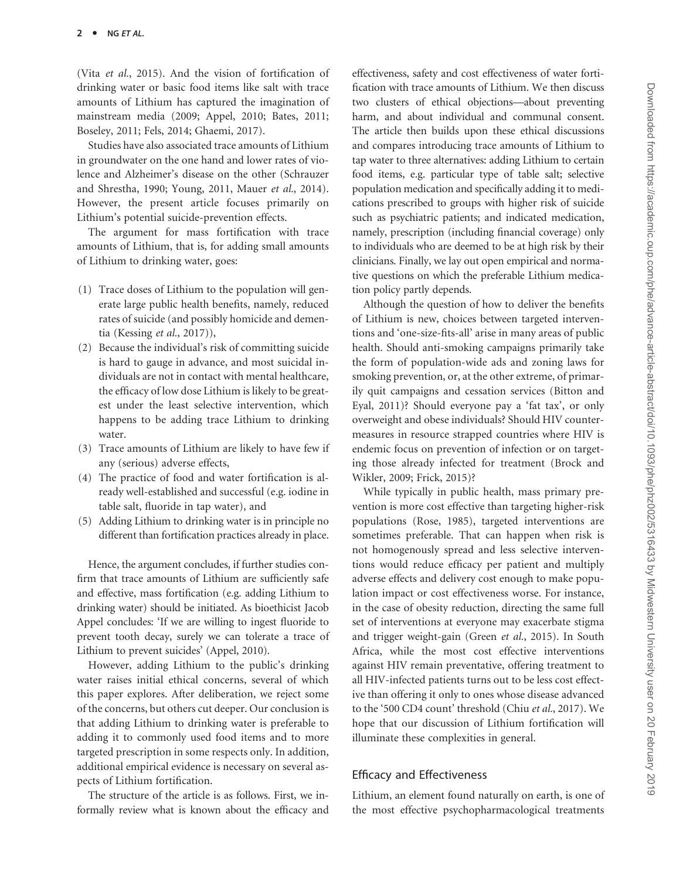(Vita *et al.*, 2015). And the vision of fortification of drinking water or basic food items like salt with trace amounts of Lithium has captured the imagination of mainstream media (2009; Appel, 2010; Bates, 2011; Boseley, 2011; Fels, 2014; Ghaemi, 2017).

Studies have also associated trace amounts of Lithium in groundwater on the one hand and lower rates of violence and Alzheimer's disease on the other (Schrauzer and Shrestha, 1990; Young, 2011, Mauer *et al.*, 2014). However, the present article focuses primarily on Lithium's potential suicide-prevention effects.

The argument for mass fortification with trace amounts of Lithium, that is, for adding small amounts of Lithium to drinking water, goes:

1. Trace doses of Lithium to the population will generate large public health benefits, namely, reduced rates of suicide (and possibly homicide and dementia (Kessing *et al.*, 2017)),
2. Because the individual's risk of committing suicide is hard to gauge in advance, and most suicidal individuals are not in contact with mental healthcare, the efficacy of low dose Lithium is likely to be greatest under the least selective intervention, which happens to be adding trace Lithium to drinking water.
3. Trace amounts of Lithium are likely to have few if any (serious) adverse effects,
4. The practice of food and water fortification is already well-established and successful (e.g. iodine in table salt, fluoride in tap water), and
5. Adding Lithium to drinking water is in principle no different than fortification practices already in place.

Hence, the argument concludes, if further studies confirm that trace amounts of Lithium are sufficiently safe and effective, mass fortification (e.g. adding Lithium to drinking water) should be initiated. As bioethicist Jacob Appel concludes: 'If we are willing to ingest fluoride to prevent tooth decay, surely we can tolerate a trace of Lithium to prevent suicides' (Appel, 2010).

However, adding Lithium to the public's drinking water raises initial ethical concerns, several of which this paper explores. After deliberation, we reject some of the concerns, but others cut deeper. Our conclusion is that adding Lithium to drinking water is preferable to adding it to commonly used food items and to more targeted prescription in some respects only. In addition, additional empirical evidence is necessary on several aspects of Lithium fortification.

The structure of the article is as follows. First, we informally review what is known about the efficacy and effectiveness, safety and cost effectiveness of water fortification with trace amounts of Lithium. We then discuss two clusters of ethical objections—about preventing harm, and about individual and communal consent. The article then builds upon these ethical discussions and compares introducing trace amounts of Lithium to tap water to three alternatives: adding Lithium to certain food items, e.g. particular type of table salt; selective population medication and specifically adding it to medications prescribed to groups with higher risk of suicide such as psychiatric patients; and indicated medication, namely, prescription (including financial coverage) only to individuals who are deemed to be at high risk by their clinicians. Finally, we lay out open empirical and normative questions on which the preferable Lithium medication policy partly depends.

Although the question of how to deliver the benefits of Lithium is new, choices between targeted interventions and 'one-size-fits-all' arise in many areas of public health. Should anti-smoking campaigns primarily take the form of population-wide ads and zoning laws for smoking prevention, or, at the other extreme, of primarily quit campaigns and cessation services (Bitton and Eyal, 2011)? Should everyone pay a 'fat tax', or only overweight and obese individuals? Should HIV countermeasures in resource strapped countries where HIV is endemic focus on prevention of infection or on targeting those already infected for treatment (Brock and Wikler, 2009; Frick, 2015)?

While typically in public health, mass primary prevention is more cost effective than targeting higher-risk populations (Rose, 1985), targeted interventions are sometimes preferable. That can happen when risk is not homogenously spread and less selective interventions would reduce efficacy per patient and multiply adverse effects and delivery cost enough to make population impact or cost effectiveness worse. For instance, in the case of obesity reduction, directing the same full set of interventions at everyone may exacerbate stigma and trigger weight-gain (Green *et al.*, 2015). In South Africa, while the most cost effective interventions against HIV remain preventative, offering treatment to all HIV-infected patients turns out to be less cost effective than offering it only to ones whose disease advanced to the '500 CD4 count' threshold (Chiu *et al.*, 2017). We hope that our discussion of Lithium fortification will illuminate these complexities in general.

## Efficacy and Effectiveness

Lithium, an element found naturally on earth, is one of the most effective psychopharmacological treatments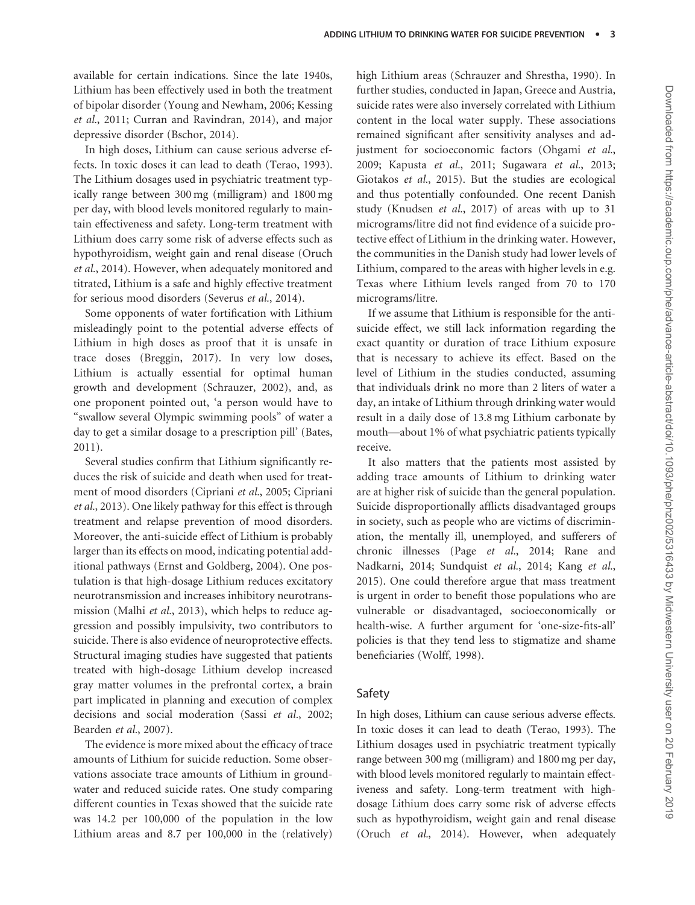available for certain indications. Since the late 1940s, Lithium has been effectively used in both the treatment of bipolar disorder (Young and Newham, 2006; Kessing *et al.*, 2011; Curran and Ravindran, 2014), and major depressive disorder (Bschor, 2014).

In high doses, Lithium can cause serious adverse effects. In toxic doses it can lead to death (Terao, 1993). The Lithium dosages used in psychiatric treatment typically range between 300 mg (milligram) and 1800 mg per day, with blood levels monitored regularly to maintain effectiveness and safety. Long-term treatment with Lithium does carry some risk of adverse effects such as hypothyroidism, weight gain and renal disease (Oruch *et al.*, 2014). However, when adequately monitored and titrated, Lithium is a safe and highly effective treatment for serious mood disorders (Severus *et al.*, 2014).

Some opponents of water fortification with Lithium misleadingly point to the potential adverse effects of Lithium in high doses as proof that it is unsafe in trace doses (Breggin, 2017). In very low doses, Lithium is actually essential for optimal human growth and development (Schrauzer, 2002), and, as one proponent pointed out, 'a person would have to "swallow several Olympic swimming pools" of water a day to get a similar dosage to a prescription pill' (Bates, 2011).

Several studies confirm that Lithium significantly reduces the risk of suicide and death when used for treatment of mood disorders (Cipriani *et al.*, 2005; Cipriani *et al.*, 2013). One likely pathway for this effect is through treatment and relapse prevention of mood disorders. Moreover, the anti-suicide effect of Lithium is probably larger than its effects on mood, indicating potential additional pathways (Ernst and Goldberg, 2004). One postulation is that high-dosage Lithium reduces excitatory neurotransmission and increases inhibitory neurotransmission (Malhi *et al.*, 2013), which helps to reduce aggression and possibly impulsivity, two contributors to suicide. There is also evidence of neuroprotective effects. Structural imaging studies have suggested that patients treated with high-dosage Lithium develop increased gray matter volumes in the prefrontal cortex, a brain part implicated in planning and execution of complex decisions and social moderation (Sassi *et al.*, 2002; Bearden *et al.*, 2007).

The evidence is more mixed about the efficacy of trace amounts of Lithium for suicide reduction. Some observations associate trace amounts of Lithium in groundwater and reduced suicide rates. One study comparing different counties in Texas showed that the suicide rate was 14.2 per 100,000 of the population in the low Lithium areas and 8.7 per 100,000 in the (relatively) high Lithium areas (Schrauzer and Shrestha, 1990). In further studies, conducted in Japan, Greece and Austria, suicide rates were also inversely correlated with Lithium content in the local water supply. These associations remained significant after sensitivity analyses and adjustment for socioeconomic factors (Ohgami *et al.*, 2009; Kapusta *et al.*, 2011; Sugawara *et al.*, 2013; Giotakos *et al.*, 2015). But the studies are ecological and thus potentially confounded. One recent Danish study (Knudsen *et al.*, 2017) of areas with up to 31 micrograms/litre did not find evidence of a suicide protective effect of Lithium in the drinking water. However, the communities in the Danish study had lower levels of Lithium, compared to the areas with higher levels in e.g. Texas where Lithium levels ranged from 70 to 170 micrograms/litre.

If we assume that Lithium is responsible for the anti-suicide effect, we still lack information regarding the exact quantity or duration of trace Lithium exposure that is necessary to achieve its effect. Based on the level of Lithium in the studies conducted, assuming that individuals drink no more than 2 liters of water a day, an intake of Lithium through drinking water would result in a daily dose of 13.8 mg Lithium carbonate by mouth—about 1% of what psychiatric patients typically receive.

It also matters that the patients most assisted by adding trace amounts of Lithium to drinking water are at higher risk of suicide than the general population. Suicide disproportionally afflicts disadvantaged groups in society, such as people who are victims of discrimination, the mentally ill, unemployed, and sufferers of chronic illnesses (Page *et al.*, 2014; Rane and Nadkarni, 2014; Sundquist *et al.*, 2014; Kang *et al.*, 2015). One could therefore argue that mass treatment is urgent in order to benefit those populations who are vulnerable or disadvantaged, socioeconomically or health-wise. A further argument for 'one-size-fits-all' policies is that they tend less to stigmatize and shame beneficiaries (Wolff, 1998).

## Safety

In high doses, Lithium can cause serious adverse effects. In toxic doses it can lead to death (Terao, 1993). The Lithium dosages used in psychiatric treatment typically range between 300 mg (milligram) and 1800 mg per day, with blood levels monitored regularly to maintain effectiveness and safety. Long-term treatment with high-dosage Lithium does carry some risk of adverse effects such as hypothyroidism, weight gain and renal disease (Oruch *et al.*, 2014). However, when adequately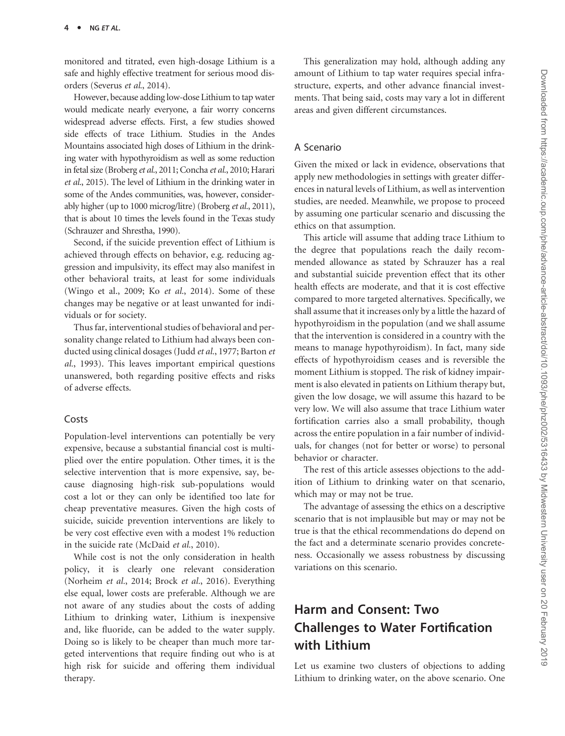monitored and titrated, even high-dosage Lithium is a safe and highly effective treatment for serious mood disorders (Severus *et al.*, 2014).

However, because adding low-dose Lithium to tap water would medicate nearly everyone, a fair worry concerns widespread adverse effects. First, a few studies showed side effects of trace Lithium. Studies in the Andes Mountains associated high doses of Lithium in the drinking water with hypothyroidism as well as some reduction in fetal size (Broberg *et al.*, 2011; Concha *et al.*, 2010; Harari *et al.*, 2015). The level of Lithium in the drinking water in some of the Andes communities, was, however, considerably higher (up to 1000 microg/litre) (Broberg *et al.*, 2011), that is about 10 times the levels found in the Texas study (Schrauzer and Shrestha, 1990).

Second, if the suicide prevention effect of Lithium is achieved through effects on behavior, e.g. reducing aggression and impulsivity, its effect may also manifest in other behavioral traits, at least for some individuals (Wingo et al., 2009; Ko *et al.*, 2014). Some of these changes may be negative or at least unwanted for individuals or for society.

Thus far, interventional studies of behavioral and personality change related to Lithium had always been conducted using clinical dosages (Judd *et al.*, 1977; Barton *et al.*, 1993). This leaves important empirical questions unanswered, both regarding positive effects and risks of adverse effects.

### Costs

Population-level interventions can potentially be very expensive, because a substantial financial cost is multiplied over the entire population. Other times, it is the selective intervention that is more expensive, say, because diagnosing high-risk sub-populations would cost a lot or they can only be identified too late for cheap preventative measures. Given the high costs of suicide, suicide prevention interventions are likely to be very cost effective even with a modest 1% reduction in the suicide rate (McDaid *et al.*, 2010).

While cost is not the only consideration in health policy, it is clearly one relevant consideration (Norheim *et al.*, 2014; Brock *et al.*, 2016). Everything else equal, lower costs are preferable. Although we are not aware of any studies about the costs of adding Lithium to drinking water, Lithium is inexpensive and, like fluoride, can be added to the water supply. Doing so is likely to be cheaper than much more targeted interventions that require finding out who is at high risk for suicide and offering them individual therapy.

This generalization may hold, although adding any amount of Lithium to tap water requires special infrastructure, experts, and other advance financial investments. That being said, costs may vary a lot in different areas and given different circumstances.

### A Scenario

Given the mixed or lack in evidence, observations that apply new methodologies in settings with greater differences in natural levels of Lithium, as well as intervention studies, are needed. Meanwhile, we propose to proceed by assuming one particular scenario and discussing the ethics on that assumption.

This article will assume that adding trace Lithium to the degree that populations reach the daily recommended allowance as stated by Schrauzer has a real and substantial suicide prevention effect that its other health effects are moderate, and that it is cost effective compared to more targeted alternatives. Specifically, we shall assume that it increases only by a little the hazard of hypothyroidism in the population (and we shall assume that the intervention is considered in a country with the means to manage hypothyroidism). In fact, many side effects of hypothyroidism ceases and is reversible the moment Lithium is stopped. The risk of kidney impairment is also elevated in patients on Lithium therapy but, given the low dosage, we will assume this hazard to be very low. We will also assume that trace Lithium water fortification carries also a small probability, though across the entire population in a fair number of individuals, for changes (not for better or worse) to personal behavior or character.

The rest of this article assesses objections to the addition of Lithium to drinking water on that scenario, which may or may not be true.

The advantage of assessing the ethics on a descriptive scenario that is not implausible but may or may not be true is that the ethical recommendations do depend on the fact and a determinate scenario provides concreteness. Occasionally we assess robustness by discussing variations on this scenario.

## Harm and Consent: Two Challenges to Water Fortification with Lithium

Let us examine two clusters of objections to adding Lithium to drinking water, on the above scenario. One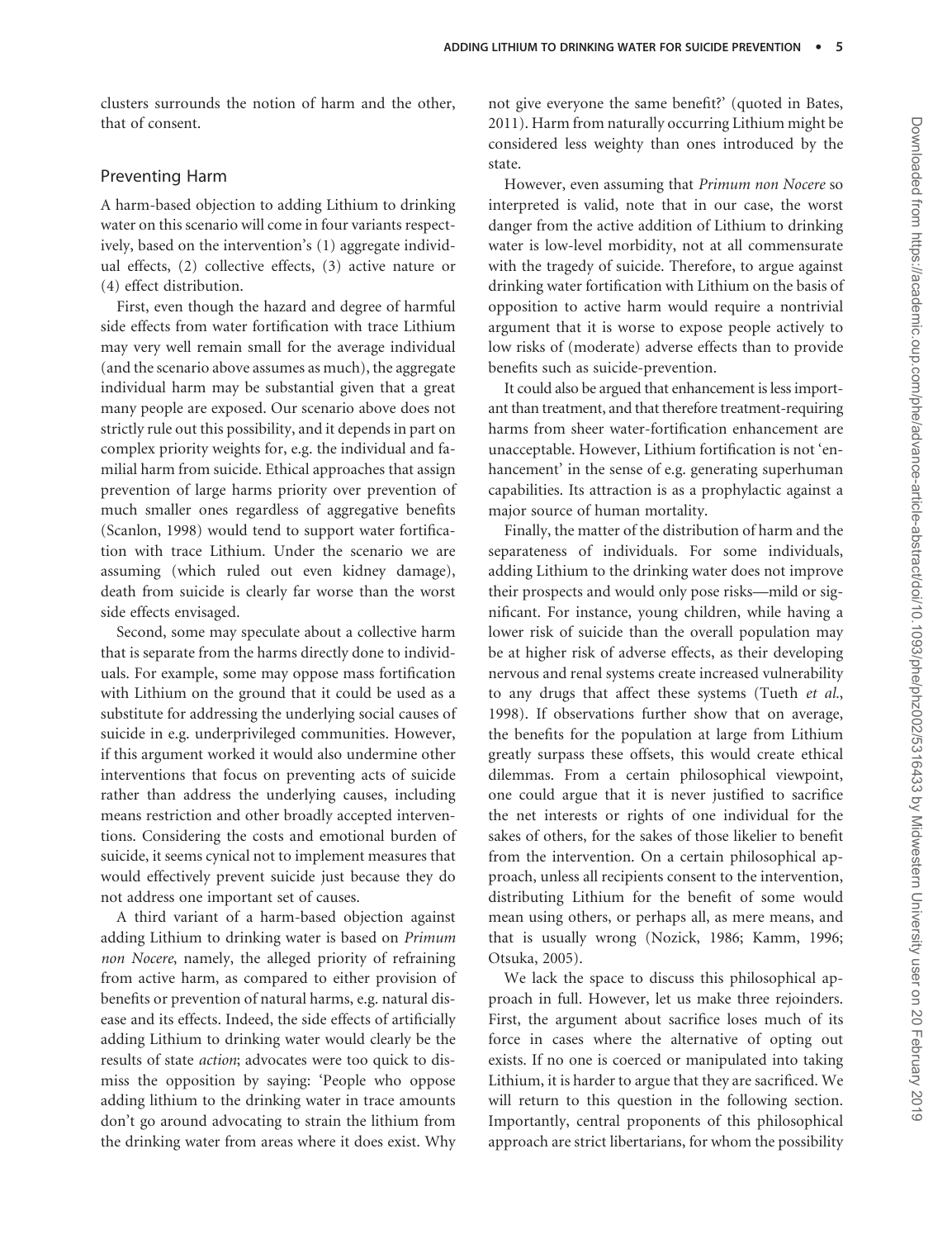clusters surrounds the notion of harm and the other, that of consent.

## Preventing Harm

A harm-based objection to adding Lithium to drinking water on this scenario will come in four variants respectively, based on the intervention's (1) aggregate individual effects, (2) collective effects, (3) active nature or (4) effect distribution.

First, even though the hazard and degree of harmful side effects from water fortification with trace Lithium may very well remain small for the average individual (and the scenario above assumes as much), the aggregate individual harm may be substantial given that a great many people are exposed. Our scenario above does not strictly rule out this possibility, and it depends in part on complex priority weights for, e.g. the individual and familial harm from suicide. Ethical approaches that assign prevention of large harms priority over prevention of much smaller ones regardless of aggregative benefits (Scanlon, 1998) would tend to support water fortification with trace Lithium. Under the scenario we are assuming (which ruled out even kidney damage), death from suicide is clearly far worse than the worst side effects envisaged.

Second, some may speculate about a collective harm that is separate from the harms directly done to individuals. For example, some may oppose mass fortification with Lithium on the ground that it could be used as a substitute for addressing the underlying social causes of suicide in e.g. underprivileged communities. However, if this argument worked it would also undermine other interventions that focus on preventing acts of suicide rather than address the underlying causes, including means restriction and other broadly accepted interventions. Considering the costs and emotional burden of suicide, it seems cynical not to implement measures that would effectively prevent suicide just because they do not address one important set of causes.

A third variant of a harm-based objection against adding Lithium to drinking water is based on *Primum non Nocere*, namely, the alleged priority of refraining from active harm, as compared to either provision of benefits or prevention of natural harms, e.g. natural disease and its effects. Indeed, the side effects of artificially adding Lithium to drinking water would clearly be the results of state *action*; advocates were too quick to dismiss the opposition by saying: 'People who oppose adding lithium to the drinking water in trace amounts don't go around advocating to strain the lithium from the drinking water from areas where it does exist. Why not give everyone the same benefit?' (quoted in Bates, 2011). Harm from naturally occurring Lithium might be considered less weighty than ones introduced by the state.

However, even assuming that *Primum non Nocere* so interpreted is valid, note that in our case, the worst danger from the active addition of Lithium to drinking water is low-level morbidity, not at all commensurate with the tragedy of suicide. Therefore, to argue against drinking water fortification with Lithium on the basis of opposition to active harm would require a nontrivial argument that it is worse to expose people actively to low risks of (moderate) adverse effects than to provide benefits such as suicide-prevention.

It could also be argued that enhancement is less important than treatment, and that therefore treatment-requiring harms from sheer water-fortification enhancement are unacceptable. However, Lithium fortification is not 'enhancement' in the sense of e.g. generating superhuman capabilities. Its attraction is as a prophylactic against a major source of human mortality.

Finally, the matter of the distribution of harm and the separateness of individuals. For some individuals, adding Lithium to the drinking water does not improve their prospects and would only pose risks—mild or significant. For instance, young children, while having a lower risk of suicide than the overall population may be at higher risk of adverse effects, as their developing nervous and renal systems create increased vulnerability to any drugs that affect these systems (Tueth *et al.*, 1998). If observations further show that on average, the benefits for the population at large from Lithium greatly surpass these offsets, this would create ethical dilemmas. From a certain philosophical viewpoint, one could argue that it is never justified to sacrifice the net interests or rights of one individual for the sakes of others, for the sakes of those likelier to benefit from the intervention. On a certain philosophical approach, unless all recipients consent to the intervention, distributing Lithium for the benefit of some would mean using others, or perhaps all, as mere means, and that is usually wrong (Nozick, 1986; Kamm, 1996; Otsuka, 2005).

We lack the space to discuss this philosophical approach in full. However, let us make three rejoinders. First, the argument about sacrifice loses much of its force in cases where the alternative of opting out exists. If no one is coerced or manipulated into taking Lithium, it is harder to argue that they are sacrificed. We will return to this question in the following section. Importantly, central proponents of this philosophical approach are strict libertarians, for whom the possibility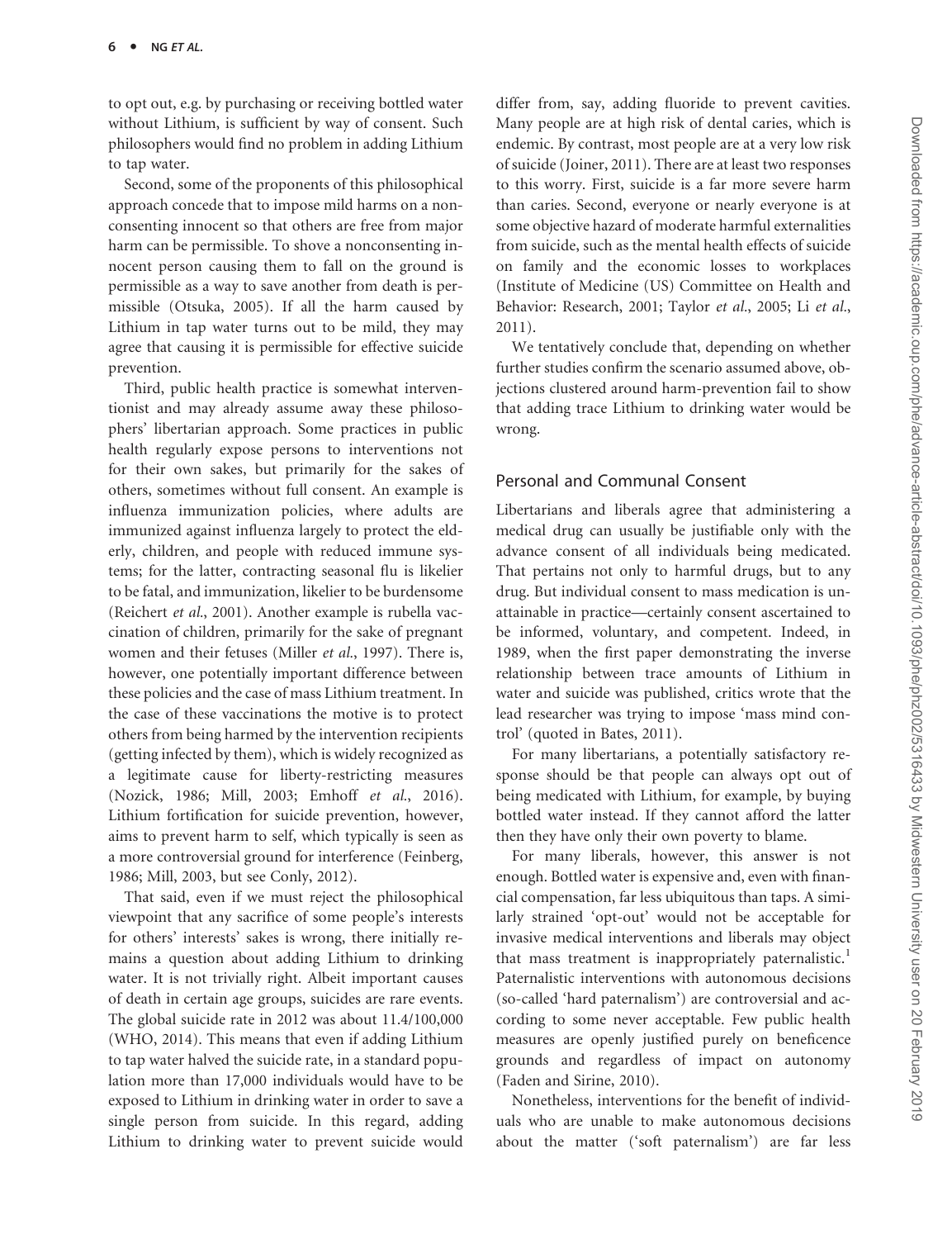to opt out, e.g. by purchasing or receiving bottled water without Lithium, is sufficient by way of consent. Such philosophers would find no problem in adding Lithium to tap water.

Second, some of the proponents of this philosophical approach concede that to impose mild harms on a nonconsenting innocent so that others are free from major harm can be permissible. To shove a nonconsenting innocent person causing them to fall on the ground is permissible as a way to save another from death is permissible (Otsuka, 2005). If all the harm caused by Lithium in tap water turns out to be mild, they may agree that causing it is permissible for effective suicide prevention.

Third, public health practice is somewhat interventionist and may already assume away these philosophers' libertarian approach. Some practices in public health regularly expose persons to interventions not for their own sakes, but primarily for the sakes of others, sometimes without full consent. An example is influenza immunization policies, where adults are immunized against influenza largely to protect the elderly, children, and people with reduced immune systems; for the latter, contracting seasonal flu is likelier to be fatal, and immunization, likelier to be burdensome (Reichert *et al.*, 2001). Another example is rubella vaccination of children, primarily for the sake of pregnant women and their fetuses (Miller *et al.*, 1997). There is, however, one potentially important difference between these policies and the case of mass Lithium treatment. In the case of these vaccinations the motive is to protect others from being harmed by the intervention recipients (getting infected by them), which is widely recognized as a legitimate cause for liberty-restricting measures (Nozick, 1986; Mill, 2003; Emhoff *et al.*, 2016). Lithium fortification for suicide prevention, however, aims to prevent harm to self, which typically is seen as a more controversial ground for interference (Feinberg, 1986; Mill, 2003, but see Conly, 2012).

That said, even if we must reject the philosophical viewpoint that any sacrifice of some people's interests for others' interests' sakes is wrong, there initially remains a question about adding Lithium to drinking water. It is not trivially right. Albeit important causes of death in certain age groups, suicides are rare events. The global suicide rate in 2012 was about 11.4/100,000 (WHO, 2014). This means that even if adding Lithium to tap water halved the suicide rate, in a standard population more than 17,000 individuals would have to be exposed to Lithium in drinking water in order to save a single person from suicide. In this regard, adding Lithium to drinking water to prevent suicide would differ from, say, adding fluoride to prevent cavities. Many people are at high risk of dental caries, which is endemic. By contrast, most people are at a very low risk of suicide (Joiner, 2011). There are at least two responses to this worry. First, suicide is a far more severe harm than caries. Second, everyone or nearly everyone is at some objective hazard of moderate harmful externalities from suicide, such as the mental health effects of suicide on family and the economic losses to workplaces (Institute of Medicine (US) Committee on Health and Behavior: Research, 2001; Taylor *et al.*, 2005; Li *et al.*, 2011).

We tentatively conclude that, depending on whether further studies confirm the scenario assumed above, objections clustered around harm-prevention fail to show that adding trace Lithium to drinking water would be wrong.

## Personal and Communal Consent

Libertarians and liberals agree that administering a medical drug can usually be justifiable only with the advance consent of all individuals being medicated. That pertains not only to harmful drugs, but to any drug. But individual consent to mass medication is unattainable in practice—certainly consent ascertained to be informed, voluntary, and competent. Indeed, in 1989, when the first paper demonstrating the inverse relationship between trace amounts of Lithium in water and suicide was published, critics wrote that the lead researcher was trying to impose 'mass mind control' (quoted in Bates, 2011).

For many libertarians, a potentially satisfactory response should be that people can always opt out of being medicated with Lithium, for example, by buying bottled water instead. If they cannot afford the latter then they have only their own poverty to blame.

For many liberals, however, this answer is not enough. Bottled water is expensive and, even with financial compensation, far less ubiquitous than taps. A similarly strained 'opt-out' would not be acceptable for invasive medical interventions and liberals may object that mass treatment is inappropriately paternalistic.[1] Paternalistic interventions with autonomous decisions (so-called 'hard paternalism') are controversial and according to some never acceptable. Few public health measures are openly justified purely on beneficence grounds and regardless of impact on autonomy (Faden and Sirine, 2010).

Nonetheless, interventions for the benefit of individuals who are unable to make autonomous decisions about the matter ('soft paternalism') are far less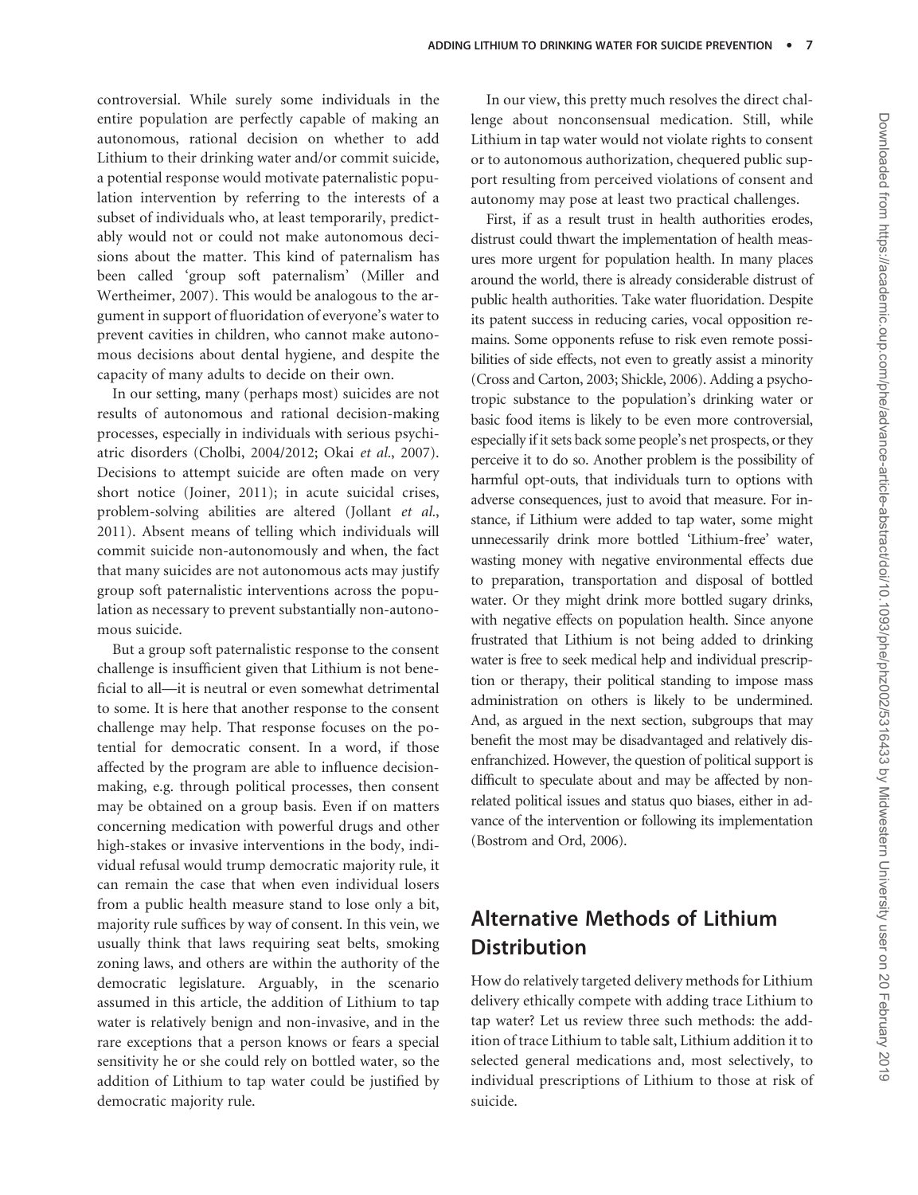controversial. While surely some individuals in the entire population are perfectly capable of making an autonomous, rational decision on whether to add Lithium to their drinking water and/or commit suicide, a potential response would motivate paternalistic population intervention by referring to the interests of a subset of individuals who, at least temporarily, predictably would not or could not make autonomous decisions about the matter. This kind of paternalism has been called 'group soft paternalism' (Miller and Wertheimer, 2007). This would be analogous to the argument in support of fluoridation of everyone's water to prevent cavities in children, who cannot make autonomous decisions about dental hygiene, and despite the capacity of many adults to decide on their own.

In our setting, many (perhaps most) suicides are not results of autonomous and rational decision-making processes, especially in individuals with serious psychiatric disorders (Cholbi, 2004/2012; Okai *et al.*, 2007). Decisions to attempt suicide are often made on very short notice (Joiner, 2011); in acute suicidal crises, problem-solving abilities are altered (Jollant *et al.*, 2011). Absent means of telling which individuals will commit suicide non-autonomously and when, the fact that many suicides are not autonomous acts may justify group soft paternalistic interventions across the population as necessary to prevent substantially non-autonomous suicide.

But a group soft paternalistic response to the consent challenge is insufficient given that Lithium is not beneficial to all—it is neutral or even somewhat detrimental to some. It is here that another response to the consent challenge may help. That response focuses on the potential for democratic consent. In a word, if those affected by the program are able to influence decision-making, e.g. through political processes, then consent may be obtained on a group basis. Even if on matters concerning medication with powerful drugs and other high-stakes or invasive interventions in the body, individual refusal would trump democratic majority rule, it can remain the case that when even individual losers from a public health measure stand to lose only a bit, majority rule suffices by way of consent. In this vein, we usually think that laws requiring seat belts, smoking zoning laws, and others are within the authority of the democratic legislature. Arguably, in the scenario assumed in this article, the addition of Lithium to tap water is relatively benign and non-invasive, and in the rare exceptions that a person knows or fears a special sensitivity he or she could rely on bottled water, so the addition of Lithium to tap water could be justified by democratic majority rule.

In our view, this pretty much resolves the direct challenge about nonconsensual medication. Still, while Lithium in tap water would not violate rights to consent or to autonomous authorization, chequered public support resulting from perceived violations of consent and autonomy may pose at least two practical challenges.

First, if as a result trust in health authorities erodes, distrust could thwart the implementation of health measures more urgent for population health. In many places around the world, there is already considerable distrust of public health authorities. Take water fluoridation. Despite its patent success in reducing caries, vocal opposition remains. Some opponents refuse to risk even remote possibilities of side effects, not even to greatly assist a minority (Cross and Carton, 2003; Shickle, 2006). Adding a psychotropic substance to the population's drinking water or basic food items is likely to be even more controversial, especially if it sets back some people's net prospects, or they perceive it to do so. Another problem is the possibility of harmful opt-outs, that individuals turn to options with adverse consequences, just to avoid that measure. For instance, if Lithium were added to tap water, some might unnecessarily drink more bottled 'Lithium-free' water, wasting money with negative environmental effects due to preparation, transportation and disposal of bottled water. Or they might drink more bottled sugary drinks, with negative effects on population health. Since anyone frustrated that Lithium is not being added to drinking water is free to seek medical help and individual prescription or therapy, their political standing to impose mass administration on others is likely to be undermined. And, as argued in the next section, subgroups that may benefit the most may be disadvantaged and relatively disenfranchized. However, the question of political support is difficult to speculate about and may be affected by non-related political issues and status quo biases, either in advance of the intervention or following its implementation (Bostrom and Ord, 2006).

## Alternative Methods of Lithium Distribution

How do relatively targeted delivery methods for Lithium delivery ethically compete with adding trace Lithium to tap water? Let us review three such methods: the addition of trace Lithium to table salt, Lithium addition it to selected general medications and, most selectively, to individual prescriptions of Lithium to those at risk of suicide.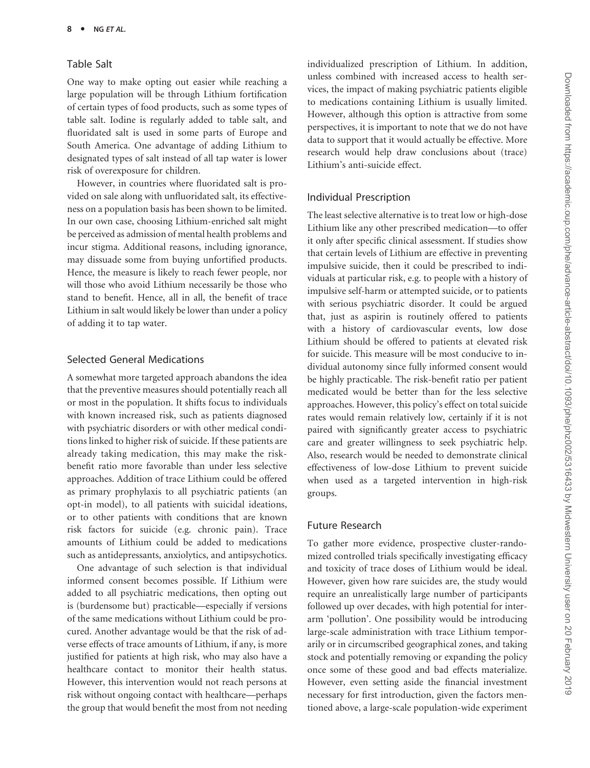## Table Salt

One way to make opting out easier while reaching a large population will be through Lithium fortification of certain types of food products, such as some types of table salt. Iodine is regularly added to table salt, and fluoridated salt is used in some parts of Europe and South America. One advantage of adding Lithium to designated types of salt instead of all tap water is lower risk of overexposure for children.

However, in countries where fluoridated salt is provided on sale along with unfluoridated salt, its effectiveness on a population basis has been shown to be limited. In our own case, choosing Lithium-enriched salt might be perceived as admission of mental health problems and incur stigma. Additional reasons, including ignorance, may dissuade some from buying unfortified products. Hence, the measure is likely to reach fewer people, nor will those who avoid Lithium necessarily be those who stand to benefit. Hence, all in all, the benefit of trace Lithium in salt would likely be lower than under a policy of adding it to tap water.

## Selected General Medications

A somewhat more targeted approach abandons the idea that the preventive measures should potentially reach all or most in the population. It shifts focus to individuals with known increased risk, such as patients diagnosed with psychiatric disorders or with other medical conditions linked to higher risk of suicide. If these patients are already taking medication, this may make the risk-benefit ratio more favorable than under less selective approaches. Addition of trace Lithium could be offered as primary prophylaxis to all psychiatric patients (an opt-in model), to all patients with suicidal ideations, or to other patients with conditions that are known risk factors for suicide (e.g. chronic pain). Trace amounts of Lithium could be added to medications such as antidepressants, anxiolytics, and antipsychotics.

One advantage of such selection is that individual informed consent becomes possible. If Lithium were added to all psychiatric medications, then opting out is (burdensome but) practicable—especially if versions of the same medications without Lithium could be procured. Another advantage would be that the risk of adverse effects of trace amounts of Lithium, if any, is more justified for patients at high risk, who may also have a healthcare contact to monitor their health status. However, this intervention would not reach persons at risk without ongoing contact with healthcare—perhaps the group that would benefit the most from not needing individualized prescription of Lithium. In addition, unless combined with increased access to health services, the impact of making psychiatric patients eligible to medications containing Lithium is usually limited. However, although this option is attractive from some perspectives, it is important to note that we do not have data to support that it would actually be effective. More research would help draw conclusions about (trace) Lithium's anti-suicide effect.

## Individual Prescription

The least selective alternative is to treat low or high-dose Lithium like any other prescribed medication—to offer it only after specific clinical assessment. If studies show that certain levels of Lithium are effective in preventing impulsive suicide, then it could be prescribed to individuals at particular risk, e.g. to people with a history of impulsive self-harm or attempted suicide, or to patients with serious psychiatric disorder. It could be argued that, just as aspirin is routinely offered to patients with a history of cardiovascular events, low dose Lithium should be offered to patients at elevated risk for suicide. This measure will be most conducive to individual autonomy since fully informed consent would be highly practicable. The risk-benefit ratio per patient medicated would be better than for the less selective approaches. However, this policy's effect on total suicide rates would remain relatively low, certainly if it is not paired with significantly greater access to psychiatric care and greater willingness to seek psychiatric help. Also, research would be needed to demonstrate clinical effectiveness of low-dose Lithium to prevent suicide when used as a targeted intervention in high-risk groups.

## Future Research

To gather more evidence, prospective cluster-randomized controlled trials specifically investigating efficacy and toxicity of trace doses of Lithium would be ideal. However, given how rare suicides are, the study would require an unrealistically large number of participants followed up over decades, with high potential for inter-arm 'pollution'. One possibility would be introducing large-scale administration with trace Lithium temporarily or in circumscribed geographical zones, and taking stock and potentially removing or expanding the policy once some of these good and bad effects materialize. However, even setting aside the financial investment necessary for first introduction, given the factors mentioned above, a large-scale population-wide experiment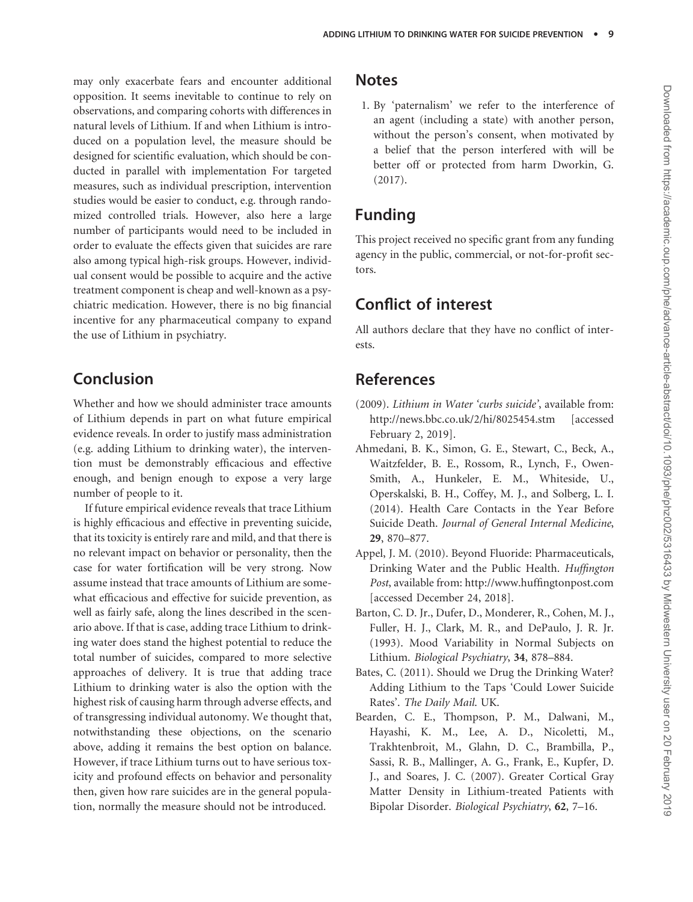may only exacerbate fears and encounter additional opposition. It seems inevitable to continue to rely on observations, and comparing cohorts with differences in natural levels of Lithium. If and when Lithium is introduced on a population level, the measure should be designed for scientific evaluation, which should be conducted in parallel with implementation For targeted measures, such as individual prescription, intervention studies would be easier to conduct, e.g. through randomized controlled trials. However, also here a large number of participants would need to be included in order to evaluate the effects given that suicides are rare also among typical high-risk groups. However, individual consent would be possible to acquire and the active treatment component is cheap and well-known as a psychiatric medication. However, there is no big financial incentive for any pharmaceutical company to expand the use of Lithium in psychiatry.

## Conclusion

Whether and how we should administer trace amounts of Lithium depends in part on what future empirical evidence reveals. In order to justify mass administration (e.g. adding Lithium to drinking water), the intervention must be demonstrably efficacious and effective enough, and benign enough to expose a very large number of people to it.

If future empirical evidence reveals that trace Lithium is highly efficacious and effective in preventing suicide, that its toxicity is entirely rare and mild, and that there is no relevant impact on behavior or personality, then the case for water fortification will be very strong. Now assume instead that trace amounts of Lithium are somewhat efficacious and effective for suicide prevention, as well as fairly safe, along the lines described in the scenario above. If that is case, adding trace Lithium to drinking water does stand the highest potential to reduce the total number of suicides, compared to more selective approaches of delivery. It is true that adding trace Lithium to drinking water is also the option with the highest risk of causing harm through adverse effects, and of transgressing individual autonomy. We thought that, notwithstanding these objections, on the scenario above, adding it remains the best option on balance. However, if trace Lithium turns out to have serious toxicity and profound effects on behavior and personality then, given how rare suicides are in the general population, normally the measure should not be introduced.

## Notes

1. By 'paternalism' we refer to the interference of an agent (including a state) with another person, without the person's consent, when motivated by a belief that the person interfered with will be better off or protected from harm Dworkin, G. (2017).

## Funding

This project received no specific grant from any funding agency in the public, commercial, or not-for-profit sectors.

## Conflict of interest

All authors declare that they have no conflict of interests.

## References

(2009). *Lithium in Water 'curbs suicide'*, available from: http://news.bbc.co.uk/2/hi/8025454.stm [accessed February 2, 2019].

Ahmedani, B. K., Simon, G. E., Stewart, C., Beck, A., Waitzfelder, B. E., Rossom, R., Lynch, F., Owen-Smith, A., Hunkeler, E. M., Whiteside, U., Operskalski, B. H., Coffey, M. J., and Solberg, L. I. (2014). Health Care Contacts in the Year Before Suicide Death. *Journal of General Internal Medicine*, **29**, 870–877.

Appel, J. M. (2010). Beyond Fluoride: Pharmaceuticals, Drinking Water and the Public Health. *Huffington Post*, available from: http://www.huffingtonpost.com [accessed December 24, 2018].

Barton, C. D. Jr., Dufer, D., Monderer, R., Cohen, M. J., Fuller, H. J., Clark, M. R., and DePaulo, J. R. Jr. (1993). Mood Variability in Normal Subjects on Lithium. *Biological Psychiatry*, **34**, 878–884.

Bates, C. (2011). Should we Drug the Drinking Water? Adding Lithium to the Taps 'Could Lower Suicide Rates'. *The Daily Mail*. UK.

Bearden, C. E., Thompson, P. M., Dalwani, M., Hayashi, K. M., Lee, A. D., Nicoletti, M., Trakhtenbroit, M., Glahn, D. C., Brambilla, P., Sassi, R. B., Mallinger, A. G., Frank, E., Kupfer, D. J., and Soares, J. C. (2007). Greater Cortical Gray Matter Density in Lithium-treated Patients with Bipolar Disorder. *Biological Psychiatry*, **62**, 7–16.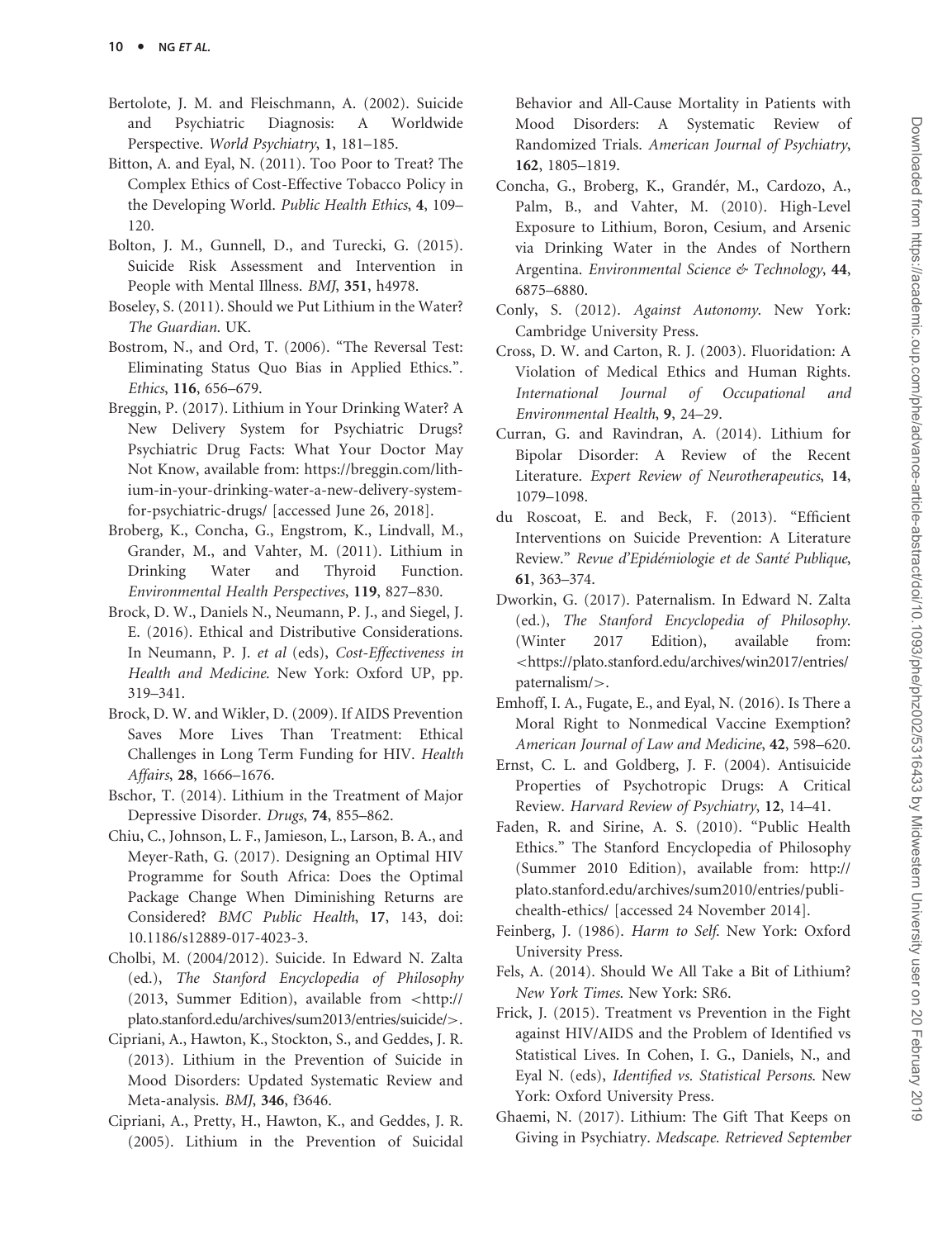Bertolote, J. M. and Fleischmann, A. (2002). Suicide and Psychiatric Diagnosis: A Worldwide Perspective. *World Psychiatry*, **1**, 181–185.

Bitton, A. and Eyal, N. (2011). Too Poor to Treat? The Complex Ethics of Cost-Effective Tobacco Policy in the Developing World. *Public Health Ethics*, **4**, 109–120.

Bolton, J. M., Gunnell, D., and Turecki, G. (2015). Suicide Risk Assessment and Intervention in People with Mental Illness. *BMJ*, **351**, h4978.

Boseley, S. (2011). Should we Put Lithium in the Water? *The Guardian*. UK.

Bostrom, N., and Ord, T. (2006). "The Reversal Test: Eliminating Status Quo Bias in Applied Ethics.". *Ethics*, **116**, 656–679.

Breggin, P. (2017). Lithium in Your Drinking Water? A New Delivery System for Psychiatric Drugs? Psychiatric Drug Facts: What Your Doctor May Not Know, available from: https://breggin.com/lithium-in-your-drinking-water-a-new-delivery-system-for-psychiatric-drugs/ [accessed June 26, 2018].

Broberg, K., Concha, G., Engstrom, K., Lindvall, M., Grander, M., and Vahter, M. (2011). Lithium in Drinking Water and Thyroid Function. *Environmental Health Perspectives*, **119**, 827–830.

Brock, D. W., Daniels N., Neumann, P. J., and Siegel, J. E. (2016). Ethical and Distributive Considerations. In Neumann, P. J. *et al* (eds), *Cost-Effectiveness in Health and Medicine*. New York: Oxford UP, pp. 319–341.

Brock, D. W. and Wikler, D. (2009). If AIDS Prevention Saves More Lives Than Treatment: Ethical Challenges in Long Term Funding for HIV. *Health Affairs*, **28**, 1666–1676.

Bschor, T. (2014). Lithium in the Treatment of Major Depressive Disorder. *Drugs*, **74**, 855–862.

Chiu, C., Johnson, L. F., Jamieson, L., Larson, B. A., and Meyer-Rath, G. (2017). Designing an Optimal HIV Programme for South Africa: Does the Optimal Package Change When Diminishing Returns are Considered? *BMC Public Health*, **17**, 143, doi: 10.1186/s12889-017-4023-3.

Cholbi, M. (2004/2012). Suicide. In Edward N. Zalta (ed.), *The Stanford Encyclopedia of Philosophy* (2013, Summer Edition), available from <http://plato.stanford.edu/archives/sum2013/entries/suicide/>.

Cipriani, A., Hawton, K., Stockton, S., and Geddes, J. R. (2013). Lithium in the Prevention of Suicide in Mood Disorders: Updated Systematic Review and Meta-analysis. *BMJ*, **346**, f3646.

Cipriani, A., Pretty, H., Hawton, K., and Geddes, J. R. (2005). Lithium in the Prevention of Suicidal Behavior and All-Cause Mortality in Patients with Mood Disorders: A Systematic Review of Randomized Trials. *American Journal of Psychiatry*, **162**, 1805–1819.

Concha, G., Broberg, K., Grandér, M., Cardozo, A., Palm, B., and Vahter, M. (2010). High-Level Exposure to Lithium, Boron, Cesium, and Arsenic via Drinking Water in the Andes of Northern Argentina. *Environmental Science & Technology*, **44**, 6875–6880.

Conly, S. (2012). *Against Autonomy*. New York: Cambridge University Press.

Cross, D. W. and Carton, R. J. (2003). Fluoridation: A Violation of Medical Ethics and Human Rights. *International Journal of Occupational and Environmental Health*, **9**, 24–29.

Curran, G. and Ravindran, A. (2014). Lithium for Bipolar Disorder: A Review of the Recent Literature. *Expert Review of Neurotherapeutics*, **14**, 1079–1098.

du Roscoat, E. and Beck, F. (2013). "Efficient Interventions on Suicide Prevention: A Literature Review." *Revue d'Epidémiologie et de Santé Publique*, **61**, 363–374.

Dworkin, G. (2017). Paternalism. In Edward N. Zalta (ed.), *The Stanford Encyclopedia of Philosophy*. (Winter 2017 Edition), available from: <https://plato.stanford.edu/archives/win2017/entries/paternalism/>.

Emhoff, I. A., Fugate, E., and Eyal, N. (2016). Is There a Moral Right to Nonmedical Vaccine Exemption? *American Journal of Law and Medicine*, **42**, 598–620.

Ernst, C. L. and Goldberg, J. F. (2004). Antisuicide Properties of Psychotropic Drugs: A Critical Review. *Harvard Review of Psychiatry*, **12**, 14–41.

Faden, R. and Sirine, A. S. (2010). "Public Health Ethics." The Stanford Encyclopedia of Philosophy (Summer 2010 Edition), available from: http://plato.stanford.edu/archives/sum2010/entries/publichealth-ethics/ [accessed 24 November 2014].

Feinberg, J. (1986). *Harm to Self*. New York: Oxford University Press.

Fels, A. (2014). Should We All Take a Bit of Lithium? *New York Times*. New York: SR6.

Frick, J. (2015). Treatment vs Prevention in the Fight against HIV/AIDS and the Problem of Identified vs Statistical Lives. In Cohen, I. G., Daniels, N., and Eyal N. (eds), *Identified vs. Statistical Persons*. New York: Oxford University Press.

Ghaemi, N. (2017). Lithium: The Gift That Keeps on Giving in Psychiatry. *Medscape. Retrieved September*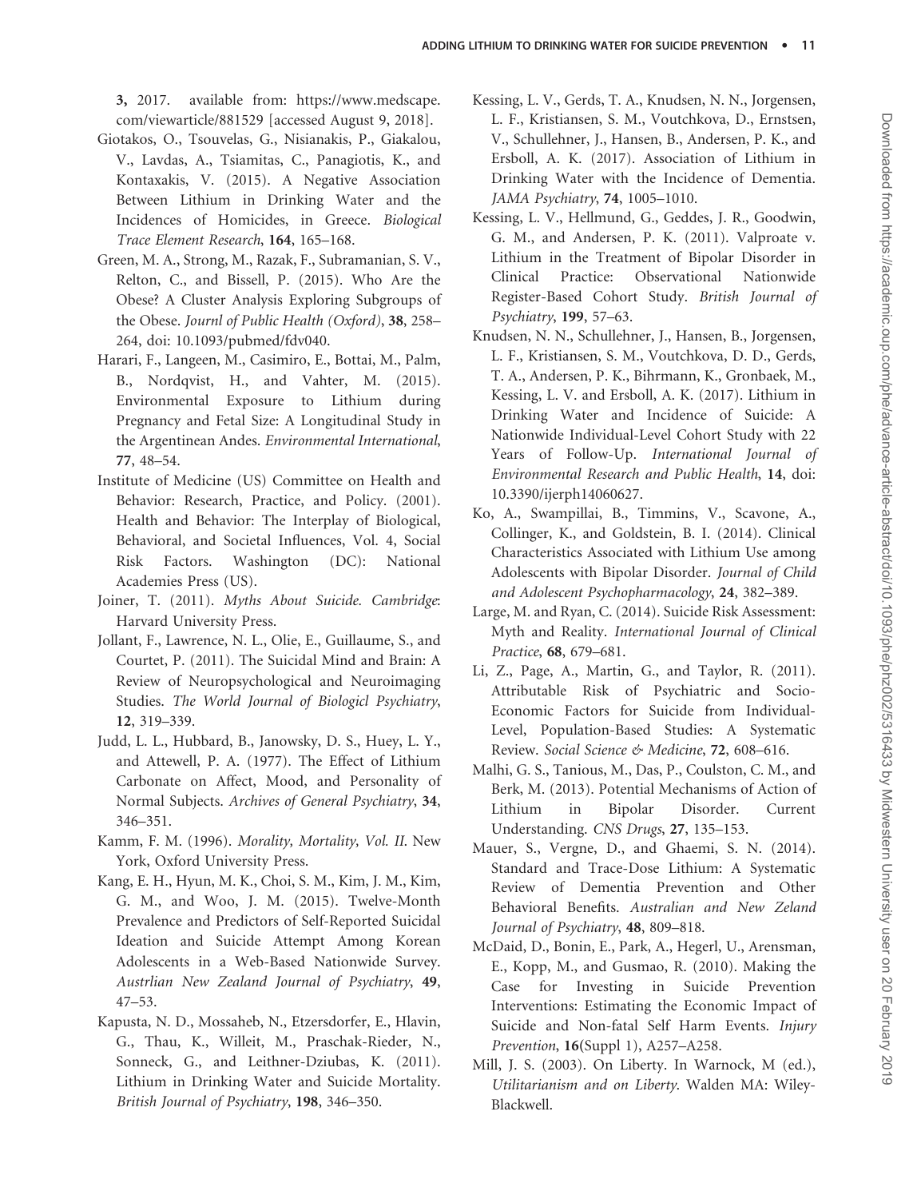3, 2017. available from: https://www.medscape.com/viewarticle/881529 [accessed August 9, 2018].

Giotakos, O., Tsouvelas, G., Nisianakis, P., Giakalou, V., Lavdas, A., Tsiamitas, C., Panagiotis, K., and Kontaxakis, V. (2015). A Negative Association Between Lithium in Drinking Water and the Incidences of Homicides, in Greece. *Biological Trace Element Research*, **164**, 165–168.

Green, M. A., Strong, M., Razak, F., Subramanian, S. V., Relton, C., and Bissell, P. (2015). Who Are the Obese? A Cluster Analysis Exploring Subgroups of the Obese. *Journl of Public Health (Oxford)*, **38**, 258–264, doi: 10.1093/pubmed/fdv040.

Harari, F., Langeen, M., Casimiro, E., Bottai, M., Palm, B., Nordqvist, H., and Vahter, M. (2015). Environmental Exposure to Lithium during Pregnancy and Fetal Size: A Longitudinal Study in the Argentinean Andes. *Environmental International*, **77**, 48–54.

Institute of Medicine (US) Committee on Health and Behavior: Research, Practice, and Policy. (2001). Health and Behavior: The Interplay of Biological, Behavioral, and Societal Influences, Vol. 4, Social Risk Factors. Washington (DC): National Academies Press (US).

Joiner, T. (2011). *Myths About Suicide. Cambridge*: Harvard University Press.

Jollant, F., Lawrence, N. L., Olie, E., Guillaume, S., and Courtet, P. (2011). The Suicidal Mind and Brain: A Review of Neuropsychological and Neuroimaging Studies. *The World Journal of Biologicl Psychiatry*, **12**, 319–339.

Judd, L. L., Hubbard, B., Janowsky, D. S., Huey, L. Y., and Attewell, P. A. (1977). The Effect of Lithium Carbonate on Affect, Mood, and Personality of Normal Subjects. *Archives of General Psychiatry*, **34**, 346–351.

Kamm, F. M. (1996). *Morality, Mortality, Vol. II*. New York, Oxford University Press.

Kang, E. H., Hyun, M. K., Choi, S. M., Kim, J. M., Kim, G. M., and Woo, J. M. (2015). Twelve-Month Prevalence and Predictors of Self-Reported Suicidal Ideation and Suicide Attempt Among Korean Adolescents in a Web-Based Nationwide Survey. *Austrlian New Zealand Journal of Psychiatry*, **49**, 47–53.

Kapusta, N. D., Mossaheb, N., Etzersdorfer, E., Hlavin, G., Thau, K., Willeit, M., Praschak-Rieder, N., Sonneck, G., and Leithner-Dziubas, K. (2011). Lithium in Drinking Water and Suicide Mortality. *British Journal of Psychiatry*, **198**, 346–350.

Kessing, L. V., Gerds, T. A., Knudsen, N. N., Jorgensen, L. F., Kristiansen, S. M., Voutchkova, D., Ernstsen, V., Schullehner, J., Hansen, B., Andersen, P. K., and Ersboll, A. K. (2017). Association of Lithium in Drinking Water with the Incidence of Dementia. *JAMA Psychiatry*, **74**, 1005–1010.

Kessing, L. V., Hellmund, G., Geddes, J. R., Goodwin, G. M., and Andersen, P. K. (2011). Valproate v. Lithium in the Treatment of Bipolar Disorder in Clinical Practice: Observational Nationwide Register-Based Cohort Study. *British Journal of Psychiatry*, **199**, 57–63.

Knudsen, N. N., Schullehner, J., Hansen, B., Jorgensen, L. F., Kristiansen, S. M., Voutchkova, D. D., Gerds, T. A., Andersen, P. K., Bihrmann, K., Gronbaek, M., Kessing, L. V. and Ersboll, A. K. (2017). Lithium in Drinking Water and Incidence of Suicide: A Nationwide Individual-Level Cohort Study with 22 Years of Follow-Up. *International Journal of Environmental Research and Public Health*, **14**, doi: 10.3390/ijerph14060627.

Ko, A., Swampillai, B., Timmins, V., Scavone, A., Collinger, K., and Goldstein, B. I. (2014). Clinical Characteristics Associated with Lithium Use among Adolescents with Bipolar Disorder. *Journal of Child and Adolescent Psychopharmacology*, **24**, 382–389.

Large, M. and Ryan, C. (2014). Suicide Risk Assessment: Myth and Reality. *International Journal of Clinical Practice*, **68**, 679–681.

Li, Z., Page, A., Martin, G., and Taylor, R. (2011). Attributable Risk of Psychiatric and Socio-Economic Factors for Suicide from Individual-Level, Population-Based Studies: A Systematic Review. *Social Science & Medicine*, **72**, 608–616.

Malhi, G. S., Tanious, M., Das, P., Coulston, C. M., and Berk, M. (2013). Potential Mechanisms of Action of Lithium in Bipolar Disorder. Current Understanding. *CNS Drugs*, **27**, 135–153.

Mauer, S., Vergne, D., and Ghaemi, S. N. (2014). Standard and Trace-Dose Lithium: A Systematic Review of Dementia Prevention and Other Behavioral Benefits. *Australian and New Zeland Journal of Psychiatry*, **48**, 809–818.

McDaid, D., Bonin, E., Park, A., Hegerl, U., Arensman, E., Kopp, M., and Gusmao, R. (2010). Making the Case for Investing in Suicide Prevention Interventions: Estimating the Economic Impact of Suicide and Non-fatal Self Harm Events. *Injury Prevention*, **16**(Suppl 1), A257–A258.

Mill, J. S. (2003). On Liberty. In Warnock, M (ed.), *Utilitarianism and on Liberty*. Walden MA: Wiley-Blackwell.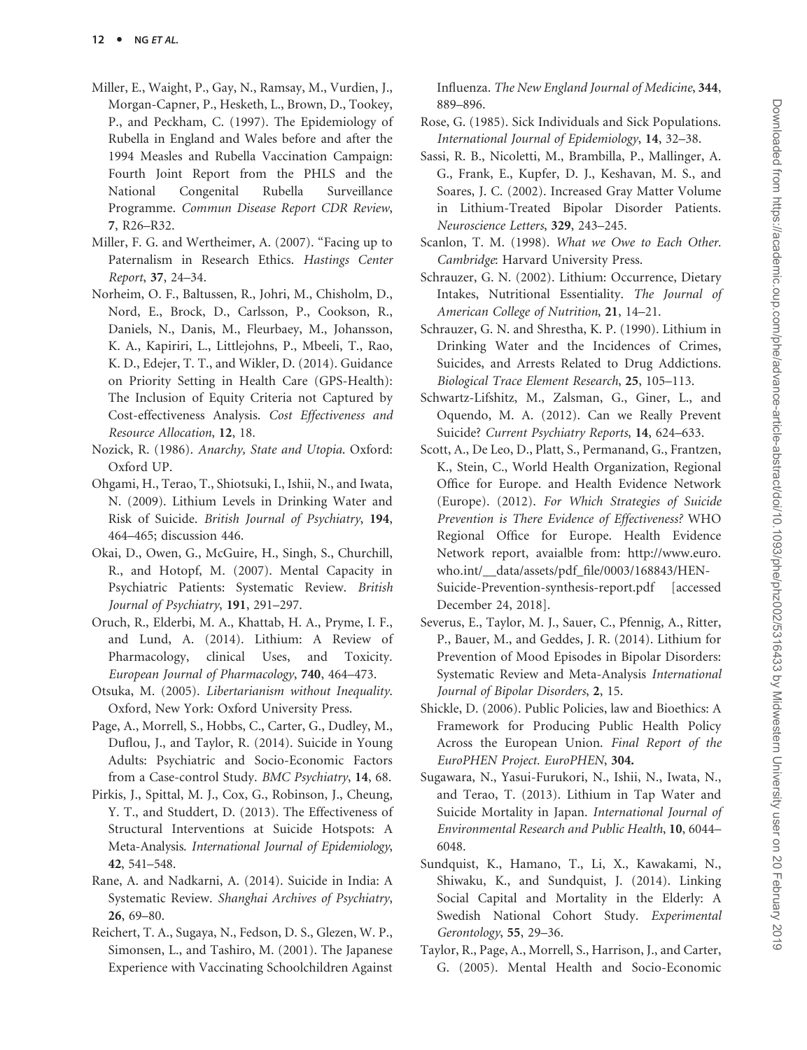Miller, E., Waight, P., Gay, N., Ramsay, M., Vurdien, J., Morgan-Capner, P., Hesketh, L., Brown, D., Tookey, P., and Peckham, C. (1997). The Epidemiology of Rubella in England and Wales before and after the 1994 Measles and Rubella Vaccination Campaign: Fourth Joint Report from the PHLS and the National Congenital Rubella Surveillance Programme. *Commun Disease Report CDR Review*, **7**, R26–R32.

Miller, F. G. and Wertheimer, A. (2007). "Facing up to Paternalism in Research Ethics. *Hastings Center Report*, **37**, 24–34.

Norheim, O. F., Baltussen, R., Johri, M., Chisholm, D., Nord, E., Brock, D., Carlsson, P., Cookson, R., Daniels, N., Danis, M., Fleurbaey, M., Johansson, K. A., Kapiriri, L., Littlejohns, P., Mbeeli, T., Rao, K. D., Edejer, T. T., and Wikler, D. (2014). Guidance on Priority Setting in Health Care (GPS-Health): The Inclusion of Equity Criteria not Captured by Cost-effectiveness Analysis. *Cost Effectiveness and Resource Allocation*, **12**, 18.

Nozick, R. (1986). *Anarchy, State and Utopia*. Oxford: Oxford UP.

Ohgami, H., Terao, T., Shiotsuki, I., Ishii, N., and Iwata, N. (2009). Lithium Levels in Drinking Water and Risk of Suicide. *British Journal of Psychiatry*, **194**, 464–465; discussion 446.

Okai, D., Owen, G., McGuire, H., Singh, S., Churchill, R., and Hotopf, M. (2007). Mental Capacity in Psychiatric Patients: Systematic Review. *British Journal of Psychiatry*, **191**, 291–297.

Oruch, R., Elderbi, M. A., Khattab, H. A., Pryme, I. F., and Lund, A. (2014). Lithium: A Review of Pharmacology, clinical Uses, and Toxicity. *European Journal of Pharmacology*, **740**, 464–473.

Otsuka, M. (2005). *Libertarianism without Inequality*. Oxford, New York: Oxford University Press.

Page, A., Morrell, S., Hobbs, C., Carter, G., Dudley, M., Duflou, J., and Taylor, R. (2014). Suicide in Young Adults: Psychiatric and Socio-Economic Factors from a Case-control Study. *BMC Psychiatry*, **14**, 68.

Pirkis, J., Spittal, M. J., Cox, G., Robinson, J., Cheung, Y. T., and Studdert, D. (2013). The Effectiveness of Structural Interventions at Suicide Hotspots: A Meta-Analysis. *International Journal of Epidemiology*, **42**, 541–548.

Rane, A. and Nadkarni, A. (2014). Suicide in India: A Systematic Review. *Shanghai Archives of Psychiatry*, **26**, 69–80.

Reichert, T. A., Sugaya, N., Fedson, D. S., Glezen, W. P., Simonsen, L., and Tashiro, M. (2001). The Japanese Experience with Vaccinating Schoolchildren Against Influenza. *The New England Journal of Medicine*, **344**, 889–896.

Rose, G. (1985). Sick Individuals and Sick Populations. *International Journal of Epidemiology*, **14**, 32–38.

Sassi, R. B., Nicoletti, M., Brambilla, P., Mallinger, A. G., Frank, E., Kupfer, D. J., Keshavan, M. S., and Soares, J. C. (2002). Increased Gray Matter Volume in Lithium-Treated Bipolar Disorder Patients. *Neuroscience Letters*, **329**, 243–245.

Scanlon, T. M. (1998). *What we Owe to Each Other. Cambridge*: Harvard University Press.

Schrauzer, G. N. (2002). Lithium: Occurrence, Dietary Intakes, Nutritional Essentiality. *The Journal of American College of Nutrition*, **21**, 14–21.

Schrauzer, G. N. and Shrestha, K. P. (1990). Lithium in Drinking Water and the Incidences of Crimes, Suicides, and Arrests Related to Drug Addictions. *Biological Trace Element Research*, **25**, 105–113.

Schwartz-Lifshitz, M., Zalsman, G., Giner, L., and Oquendo, M. A. (2012). Can we Really Prevent Suicide? *Current Psychiatry Reports*, **14**, 624–633.

Scott, A., De Leo, D., Platt, S., Permanand, G., Frantzen, K., Stein, C., World Health Organization, Regional Office for Europe. and Health Evidence Network (Europe). (2012). *For Which Strategies of Suicide Prevention is There Evidence of Effectiveness?* WHO Regional Office for Europe. Health Evidence Network report, avaialble from: http://www.euro.who.int/__data/assets/pdf_file/0003/168843/HEN-Suicide-Prevention-synthesis-report.pdf [accessed December 24, 2018].

Severus, E., Taylor, M. J., Sauer, C., Pfennig, A., Ritter, P., Bauer, M., and Geddes, J. R. (2014). Lithium for Prevention of Mood Episodes in Bipolar Disorders: Systematic Review and Meta-Analysis *International Journal of Bipolar Disorders*, **2**, 15.

Shickle, D. (2006). Public Policies, law and Bioethics: A Framework for Producing Public Health Policy Across the European Union. *Final Report of the EuroPHEN Project. EuroPHEN*, **304.**

Sugawara, N., Yasui-Furukori, N., Ishii, N., Iwata, N., and Terao, T. (2013). Lithium in Tap Water and Suicide Mortality in Japan. *International Journal of Environmental Research and Public Health*, **10**, 6044–6048.

Sundquist, K., Hamano, T., Li, X., Kawakami, N., Shiwaku, K., and Sundquist, J. (2014). Linking Social Capital and Mortality in the Elderly: A Swedish National Cohort Study. *Experimental Gerontology*, **55**, 29–36.

Taylor, R., Page, A., Morrell, S., Harrison, J., and Carter, G. (2005). Mental Health and Socio-Economic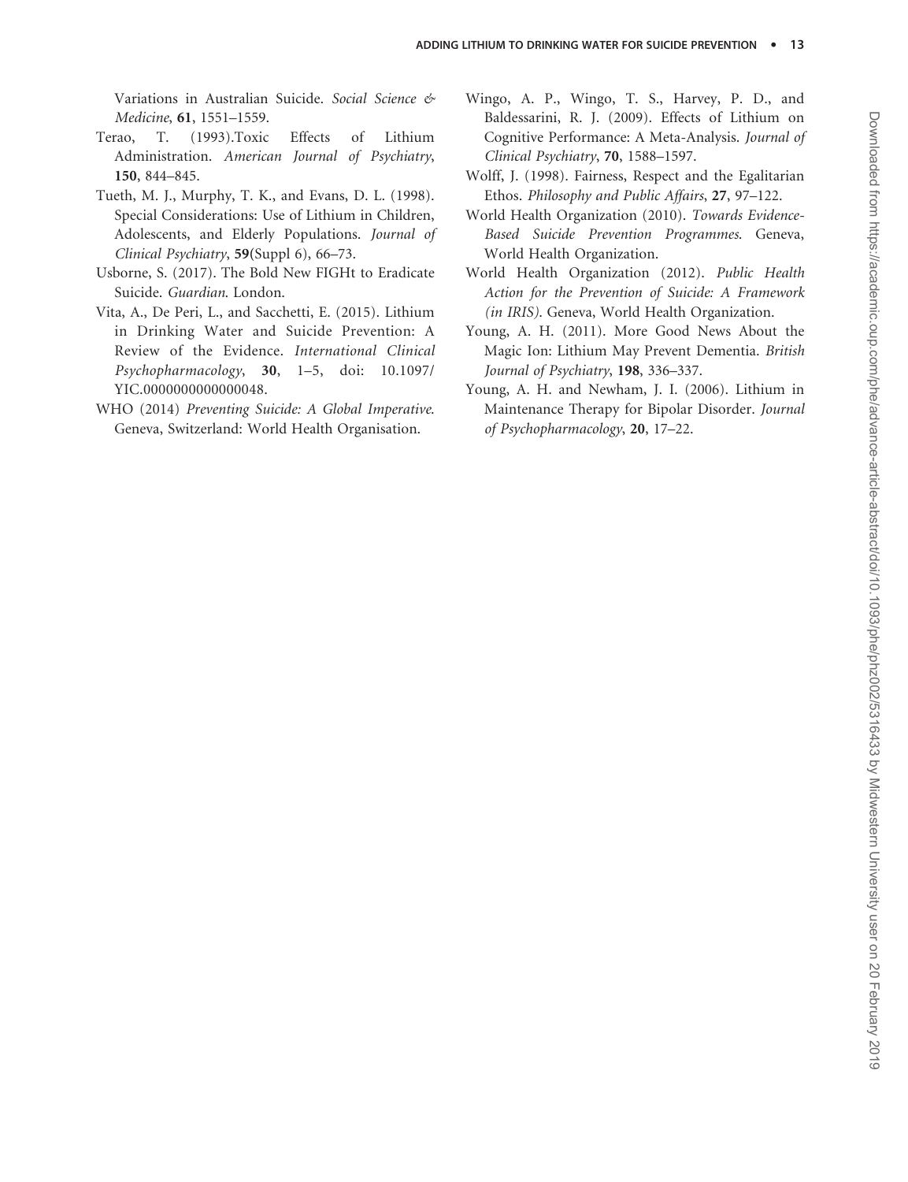Variations in Australian Suicide. *Social Science & Medicine*, **61**, 1551–1559.

Terao, T. (1993).Toxic Effects of Lithium Administration. *American Journal of Psychiatry*, **150**, 844–845.

Tueth, M. J., Murphy, T. K., and Evans, D. L. (1998). Special Considerations: Use of Lithium in Children, Adolescents, and Elderly Populations. *Journal of Clinical Psychiatry*, **59**(Suppl 6), 66–73.

Usborne, S. (2017). The Bold New FIGHt to Eradicate Suicide. *Guardian*. London.

Vita, A., De Peri, L., and Sacchetti, E. (2015). Lithium in Drinking Water and Suicide Prevention: A Review of the Evidence. *International Clinical Psychopharmacology*, **30**, 1–5, doi: 10.1097/YIC.0000000000000048.

WHO (2014) *Preventing Suicide: A Global Imperative*. Geneva, Switzerland: World Health Organisation.

Wingo, A. P., Wingo, T. S., Harvey, P. D., and Baldessarini, R. J. (2009). Effects of Lithium on Cognitive Performance: A Meta-Analysis. *Journal of Clinical Psychiatry*, **70**, 1588–1597.

Wolff, J. (1998). Fairness, Respect and the Egalitarian Ethos. *Philosophy and Public Affairs*, **27**, 97–122.

World Health Organization (2010). *Towards Evidence-Based Suicide Prevention Programmes*. Geneva, World Health Organization.

World Health Organization (2012). *Public Health Action for the Prevention of Suicide: A Framework (in IRIS)*. Geneva, World Health Organization.

Young, A. H. (2011). More Good News About the Magic Ion: Lithium May Prevent Dementia. *British Journal of Psychiatry*, **198**, 336–337.

Young, A. H. and Newham, J. I. (2006). Lithium in Maintenance Therapy for Bipolar Disorder. *Journal of Psychopharmacology*, **20**, 17–22.